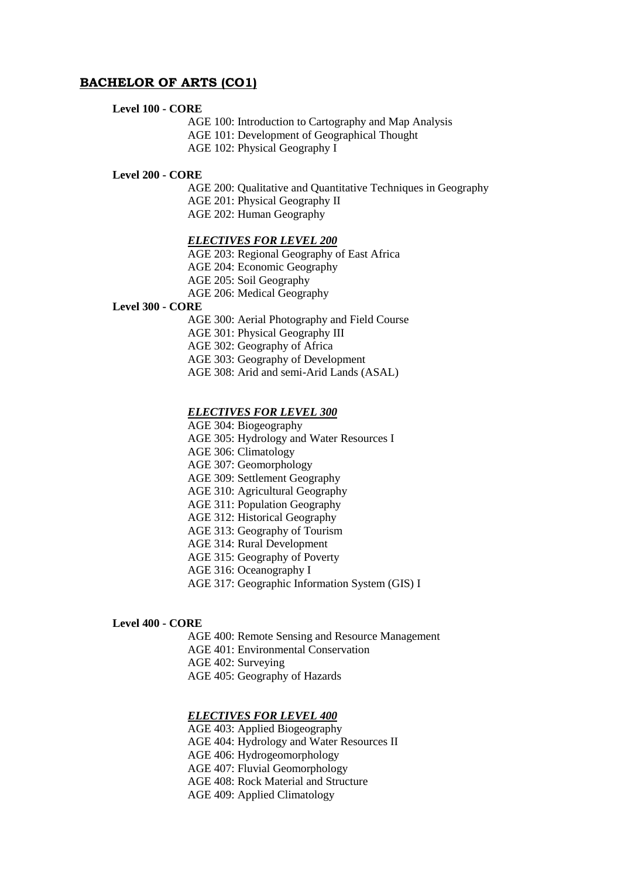## BACHELOR OF ARTS (CO1)

**Level 100 - CORE**

AGE 100: Introduction to Cartography and Map Analysis
AGE 101: Development of Geographical Thought
AGE 102: Physical Geography I

**Level 200 - CORE**

AGE 200: Qualitative and Quantitative Techniques in Geography
AGE 201: Physical Geography II
AGE 202: Human Geography

***ELECTIVES FOR LEVEL 200***

AGE 203: Regional Geography of East Africa
AGE 204: Economic Geography
AGE 205: Soil Geography
AGE 206: Medical Geography

**Level 300 - CORE**

AGE 300: Aerial Photography and Field Course
AGE 301: Physical Geography III
AGE 302: Geography of Africa
AGE 303: Geography of Development
AGE 308: Arid and semi-Arid Lands (ASAL)

***ELECTIVES FOR LEVEL 300***

AGE 304: Biogeography
AGE 305: Hydrology and Water Resources I
AGE 306: Climatology
AGE 307: Geomorphology
AGE 309: Settlement Geography
AGE 310: Agricultural Geography
AGE 311: Population Geography
AGE 312: Historical Geography
AGE 313: Geography of Tourism
AGE 314: Rural Development
AGE 315: Geography of Poverty
AGE 316: Oceanography I
AGE 317: Geographic Information System (GIS) I

**Level 400 - CORE**

AGE 400: Remote Sensing and Resource Management
AGE 401: Environmental Conservation
AGE 402: Surveying
AGE 405: Geography of Hazards

***ELECTIVES FOR LEVEL 400***

AGE 403: Applied Biogeography
AGE 404: Hydrology and Water Resources II
AGE 406: Hydrogeomorphology
AGE 407: Fluvial Geomorphology
AGE 408: Rock Material and Structure
AGE 409: Applied Climatology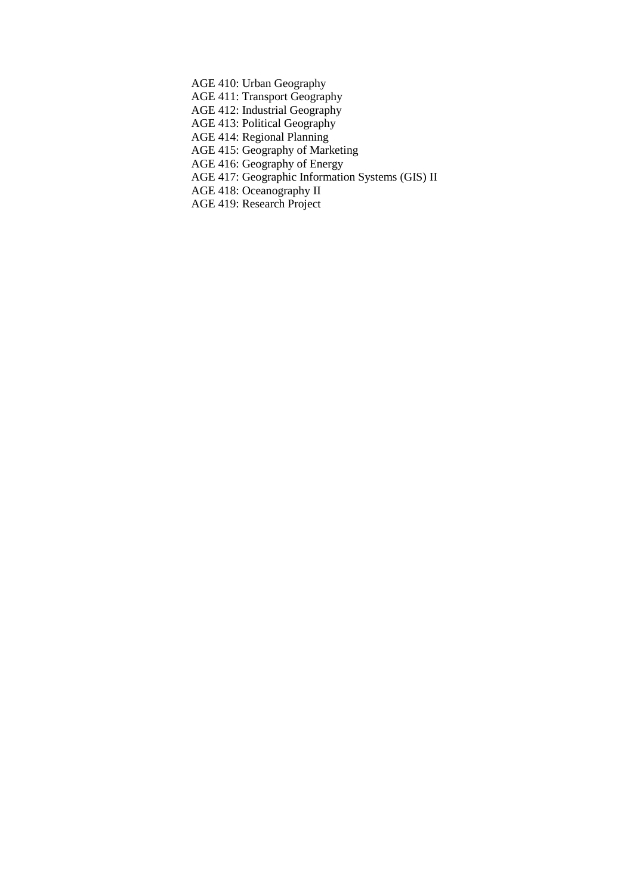AGE 410: Urban Geography
AGE 411: Transport Geography
AGE 412: Industrial Geography
AGE 413: Political Geography
AGE 414: Regional Planning
AGE 415: Geography of Marketing
AGE 416: Geography of Energy
AGE 417: Geographic Information Systems (GIS) II
AGE 418: Oceanography II
AGE 419: Research Project